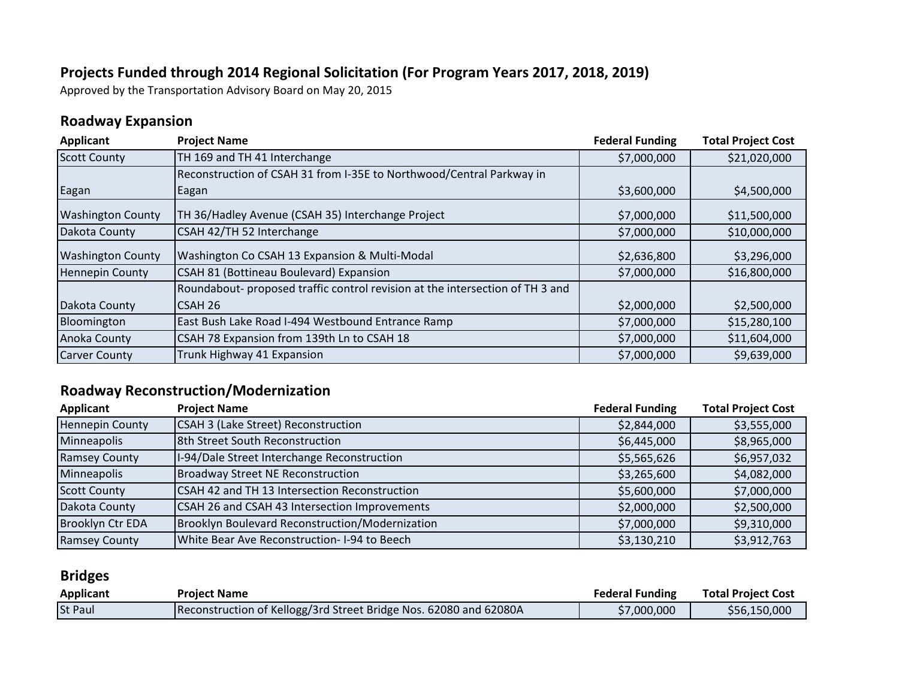## Projects Funded through 2014 Regional Solicitation (For Program Years 2017, 2018, 2019)

Approved by the Transportation Advisory Board on May 20, 2015

### Roadway Expansion

| Applicant | Project Name | Federal Funding | Total Project Cost |
|---|---|---|---|
| Scott County | TH 169 and TH 41 Interchange | $7,000,000 | $21,020,000 |
| Eagan | Reconstruction of CSAH 31 from I-35E to Northwood/Central Parkway in Eagan | $3,600,000 | $4,500,000 |
| Washington County | TH 36/Hadley Avenue (CSAH 35) Interchange Project | $7,000,000 | $11,500,000 |
| Dakota County | CSAH 42/TH 52 Interchange | $7,000,000 | $10,000,000 |
| Washington County | Washington Co CSAH 13 Expansion & Multi-Modal | $2,636,800 | $3,296,000 |
| Hennepin County | CSAH 81 (Bottineau Boulevard) Expansion | $7,000,000 | $16,800,000 |
| Dakota County | Roundabout- proposed traffic control revision at the intersection of TH 3 and CSAH 26 | $2,000,000 | $2,500,000 |
| Bloomington | East Bush Lake Road I-494 Westbound Entrance Ramp | $7,000,000 | $15,280,100 |
| Anoka County | CSAH 78 Expansion from 139th Ln to CSAH 18 | $7,000,000 | $11,604,000 |
| Carver County | Trunk Highway 41 Expansion | $7,000,000 | $9,639,000 |

### Roadway Reconstruction/Modernization

| Applicant | Project Name | Federal Funding | Total Project Cost |
|---|---|---|---|
| Hennepin County | CSAH 3 (Lake Street) Reconstruction | $2,844,000 | $3,555,000 |
| Minneapolis | 8th Street South Reconstruction | $6,445,000 | $8,965,000 |
| Ramsey County | I-94/Dale Street Interchange Reconstruction | $5,565,626 | $6,957,032 |
| Minneapolis | Broadway Street NE Reconstruction | $3,265,600 | $4,082,000 |
| Scott County | CSAH 42 and TH 13 Intersection Reconstruction | $5,600,000 | $7,000,000 |
| Dakota County | CSAH 26 and CSAH 43 Intersection Improvements | $2,000,000 | $2,500,000 |
| Brooklyn Ctr EDA | Brooklyn Boulevard Reconstruction/Modernization | $7,000,000 | $9,310,000 |
| Ramsey County | White Bear Ave Reconstruction- I-94 to Beech | $3,130,210 | $3,912,763 |

### Bridges

| Applicant | Project Name | Federal Funding | Total Project Cost |
|---|---|---|---|
| St Paul | Reconstruction of Kellogg/3rd Street Bridge Nos. 62080 and 62080A | $7,000,000 | $56,150,000 |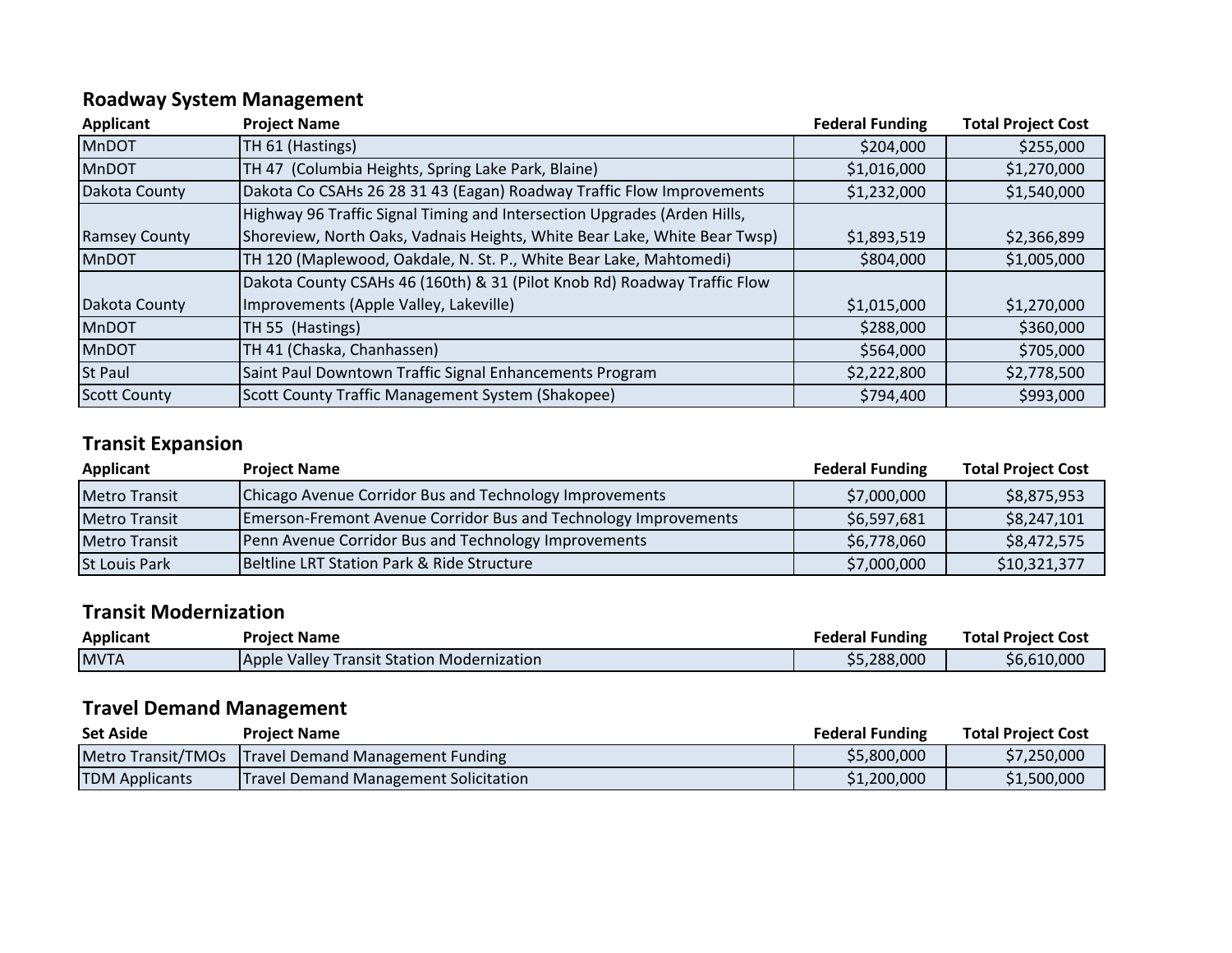## Roadway System Management

| Applicant | Project Name | Federal Funding | Total Project Cost |
|---|---|---|---|
| MnDOT | TH 61 (Hastings) | $204,000 | $255,000 |
| MnDOT | TH 47 (Columbia Heights, Spring Lake Park, Blaine) | $1,016,000 | $1,270,000 |
| Dakota County | Dakota Co CSAHs 26 28 31 43 (Eagan) Roadway Traffic Flow Improvements | $1,232,000 | $1,540,000 |
| Ramsey County | Highway 96 Traffic Signal Timing and Intersection Upgrades (Arden Hills, Shoreview, North Oaks, Vadnais Heights, White Bear Lake, White Bear Twsp) | $1,893,519 | $2,366,899 |
| MnDOT | TH 120 (Maplewood, Oakdale, N. St. P., White Bear Lake, Mahtomedi) | $804,000 | $1,005,000 |
| Dakota County | Dakota County CSAHs 46 (160th) & 31 (Pilot Knob Rd) Roadway Traffic Flow Improvements (Apple Valley, Lakeville) | $1,015,000 | $1,270,000 |
| MnDOT | TH 55 (Hastings) | $288,000 | $360,000 |
| MnDOT | TH 41 (Chaska, Chanhassen) | $564,000 | $705,000 |
| St Paul | Saint Paul Downtown Traffic Signal Enhancements Program | $2,222,800 | $2,778,500 |
| Scott County | Scott County Traffic Management System (Shakopee) | $794,400 | $993,000 |

## Transit Expansion

| Applicant | Project Name | Federal Funding | Total Project Cost |
|---|---|---|---|
| Metro Transit | Chicago Avenue Corridor Bus and Technology Improvements | $7,000,000 | $8,875,953 |
| Metro Transit | Emerson-Fremont Avenue Corridor Bus and Technology Improvements | $6,597,681 | $8,247,101 |
| Metro Transit | Penn Avenue Corridor Bus and Technology Improvements | $6,778,060 | $8,472,575 |
| St Louis Park | Beltline LRT Station Park & Ride Structure | $7,000,000 | $10,321,377 |

## Transit Modernization

| Applicant | Project Name | Federal Funding | Total Project Cost |
|---|---|---|---|
| MVTA | Apple Valley Transit Station Modernization | $5,288,000 | $6,610,000 |

## Travel Demand Management

| Set Aside | Project Name | Federal Funding | Total Project Cost |
|---|---|---|---|
| Metro Transit/TMOs | Travel Demand Management Funding | $5,800,000 | $7,250,000 |
| TDM Applicants | Travel Demand Management Solicitation | $1,200,000 | $1,500,000 |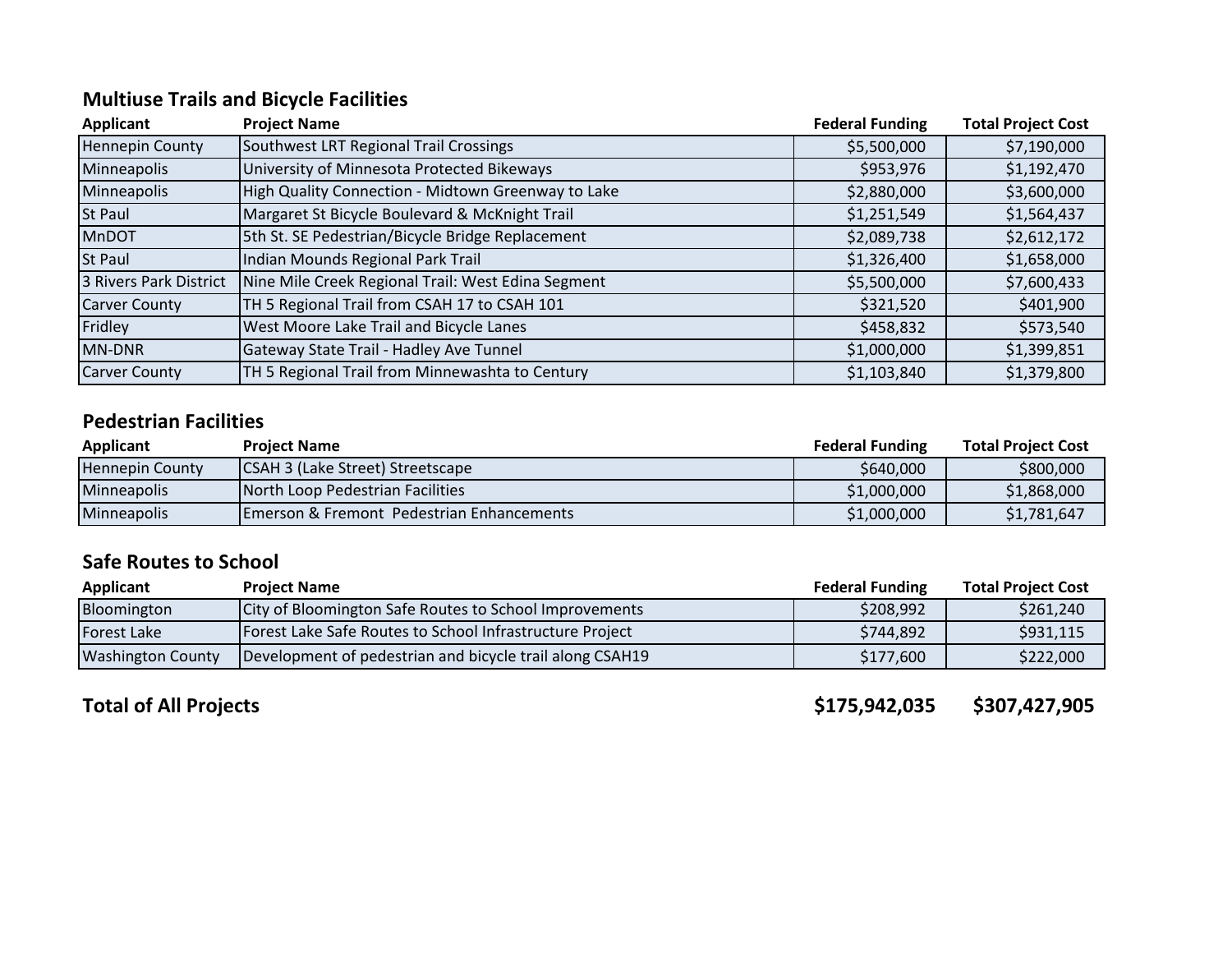### Multiuse Trails and Bicycle Facilities

| Applicant | Project Name | Federal Funding | Total Project Cost |
|---|---|---|---|
| Hennepin County | Southwest LRT Regional Trail Crossings | $5,500,000 | $7,190,000 |
| Minneapolis | University of Minnesota Protected Bikeways | $953,976 | $1,192,470 |
| Minneapolis | High Quality Connection - Midtown Greenway to Lake | $2,880,000 | $3,600,000 |
| St Paul | Margaret St Bicycle Boulevard & McKnight Trail | $1,251,549 | $1,564,437 |
| MnDOT | 5th St. SE Pedestrian/Bicycle Bridge Replacement | $2,089,738 | $2,612,172 |
| St Paul | Indian Mounds Regional Park Trail | $1,326,400 | $1,658,000 |
| 3 Rivers Park District | Nine Mile Creek Regional Trail: West Edina Segment | $5,500,000 | $7,600,433 |
| Carver County | TH 5 Regional Trail from CSAH 17 to CSAH 101 | $321,520 | $401,900 |
| Fridley | West Moore Lake Trail and Bicycle Lanes | $458,832 | $573,540 |
| MN-DNR | Gateway State Trail - Hadley Ave Tunnel | $1,000,000 | $1,399,851 |
| Carver County | TH 5 Regional Trail from Minnewashta to Century | $1,103,840 | $1,379,800 |

### Pedestrian Facilities

| Applicant | Project Name | Federal Funding | Total Project Cost |
|---|---|---|---|
| Hennepin County | CSAH 3 (Lake Street) Streetscape | $640,000 | $800,000 |
| Minneapolis | North Loop Pedestrian Facilities | $1,000,000 | $1,868,000 |
| Minneapolis | Emerson & Fremont Pedestrian Enhancements | $1,000,000 | $1,781,647 |

### Safe Routes to School

| Applicant | Project Name | Federal Funding | Total Project Cost |
|---|---|---|---|
| Bloomington | City of Bloomington Safe Routes to School Improvements | $208,992 | $261,240 |
| Forest Lake | Forest Lake Safe Routes to School Infrastructure Project | $744,892 | $931,115 |
| Washington County | Development of pedestrian and bicycle trail along CSAH19 | $177,600 | $222,000 |

**Total of All Projects** **$175,942,035** **$307,427,905**